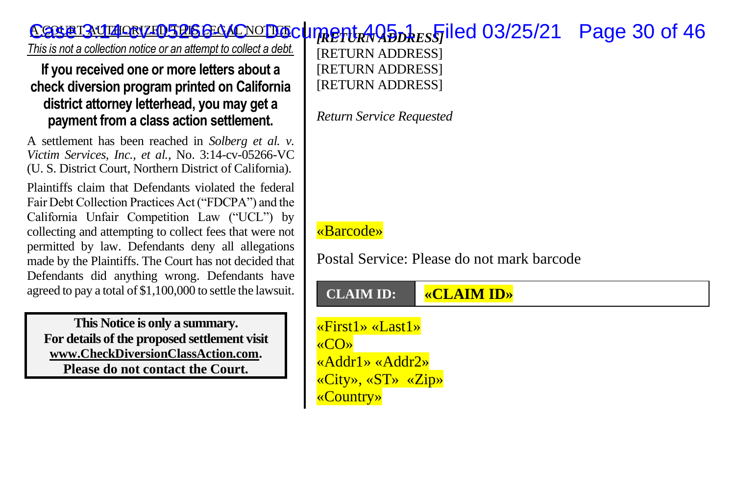A COURT AUTHORIZED THIS LEGAL NOTICE

*This is not a collection notice or an attempt to collect a debt.*

## If you received one or more letters about a check diversion program printed on California district attorney letterhead, you may get a payment from a class action settlement.

A settlement has been reached in *Solberg et al. v. Victim Services, Inc., et al.*, No. 3:14-cv-05266-VC (U. S. District Court, Northern District of California).

Plaintiffs claim that Defendants violated the federal Fair Debt Collection Practices Act ("FDCPA") and the California Unfair Competition Law ("UCL") by collecting and attempting to collect fees that were not permitted by law. Defendants deny all allegations made by the Plaintiffs. The Court has not decided that Defendants did anything wrong. Defendants have agreed to pay a total of $1,100,000 to settle the lawsuit.

**This Notice is only a summary.**
**For details of the proposed settlement visit www.CheckDiversionClassAction.com.**
**Please do not contact the Court.**

***[RETURN ADDRESS]***
[RETURN ADDRESS]
[RETURN ADDRESS]
[RETURN ADDRESS]

*Return Service Requested*

«Barcode»

Postal Service: Please do not mark barcode

| **CLAIM ID:** | **«CLAIM ID»** |
|---|---|

«First1» «Last1»
«CO»
«Addr1» «Addr2»
«City», «ST» «Zip»
«Country»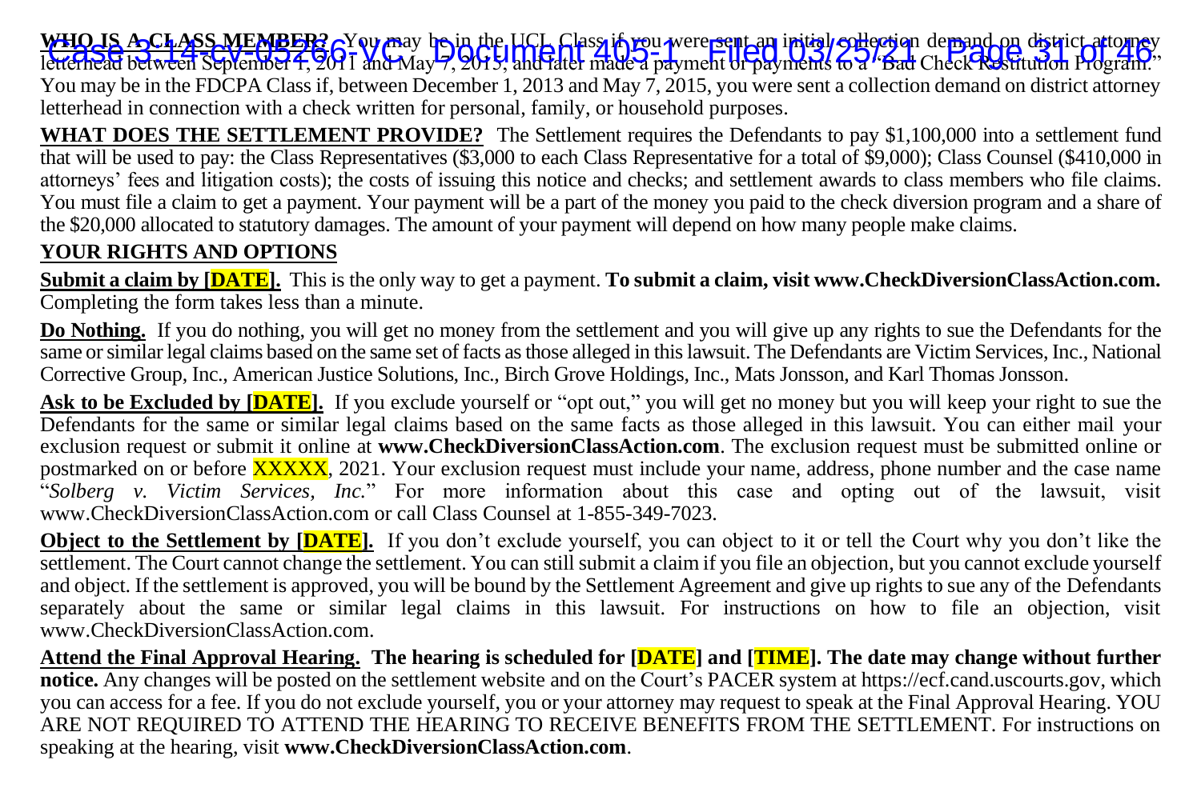**WHO IS A CLASS MEMBER?** You may be in the UCL Class if you were sent an initial collection demand on district attorney letterhead between September 1, 2011 and May 7, 2015, and later made a payment or payments to a "Bad Check Restitution Program." You may be in the FDCPA Class if, between December 1, 2013 and May 7, 2015, you were sent a collection demand on district attorney letterhead in connection with a check written for personal, family, or household purposes.

**WHAT DOES THE SETTLEMENT PROVIDE?** The Settlement requires the Defendants to pay $1,100,000 into a settlement fund that will be used to pay: the Class Representatives ($3,000 to each Class Representative for a total of $9,000); Class Counsel ($410,000 in attorneys' fees and litigation costs); the costs of issuing this notice and checks; and settlement awards to class members who file claims. You must file a claim to get a payment. Your payment will be a part of the money you paid to the check diversion program and a share of the $20,000 allocated to statutory damages. The amount of your payment will depend on how many people make claims.

**YOUR RIGHTS AND OPTIONS**

**Submit a claim by [DATE].** This is the only way to get a payment. **To submit a claim, visit www.CheckDiversionClassAction.com.** Completing the form takes less than a minute.

**Do Nothing.** If you do nothing, you will get no money from the settlement and you will give up any rights to sue the Defendants for the same or similar legal claims based on the same set of facts as those alleged in this lawsuit. The Defendants are Victim Services, Inc., National Corrective Group, Inc., American Justice Solutions, Inc., Birch Grove Holdings, Inc., Mats Jonsson, and Karl Thomas Jonsson.

**Ask to be Excluded by [DATE].** If you exclude yourself or "opt out," you will get no money but you will keep your right to sue the Defendants for the same or similar legal claims based on the same facts as those alleged in this lawsuit. You can either mail your exclusion request or submit it online at **www.CheckDiversionClassAction.com**. The exclusion request must be submitted online or postmarked on or before XXXXX, 2021. Your exclusion request must include your name, address, phone number and the case name "*Solberg v. Victim Services, Inc.*" For more information about this case and opting out of the lawsuit, visit www.CheckDiversionClassAction.com or call Class Counsel at 1-855-349-7023.

**Object to the Settlement by [DATE].** If you don't exclude yourself, you can object to it or tell the Court why you don't like the settlement. The Court cannot change the settlement. You can still submit a claim if you file an objection, but you cannot exclude yourself and object. If the settlement is approved, you will be bound by the Settlement Agreement and give up rights to sue any of the Defendants separately about the same or similar legal claims in this lawsuit. For instructions on how to file an objection, visit www.CheckDiversionClassAction.com.

**Attend the Final Approval Hearing. The hearing is scheduled for [DATE] and [TIME]. The date may change without further notice.** Any changes will be posted on the settlement website and on the Court's PACER system at https://ecf.cand.uscourts.gov, which you can access for a fee. If you do not exclude yourself, you or your attorney may request to speak at the Final Approval Hearing. YOU ARE NOT REQUIRED TO ATTEND THE HEARING TO RECEIVE BENEFITS FROM THE SETTLEMENT. For instructions on speaking at the hearing, visit **www.CheckDiversionClassAction.com**.